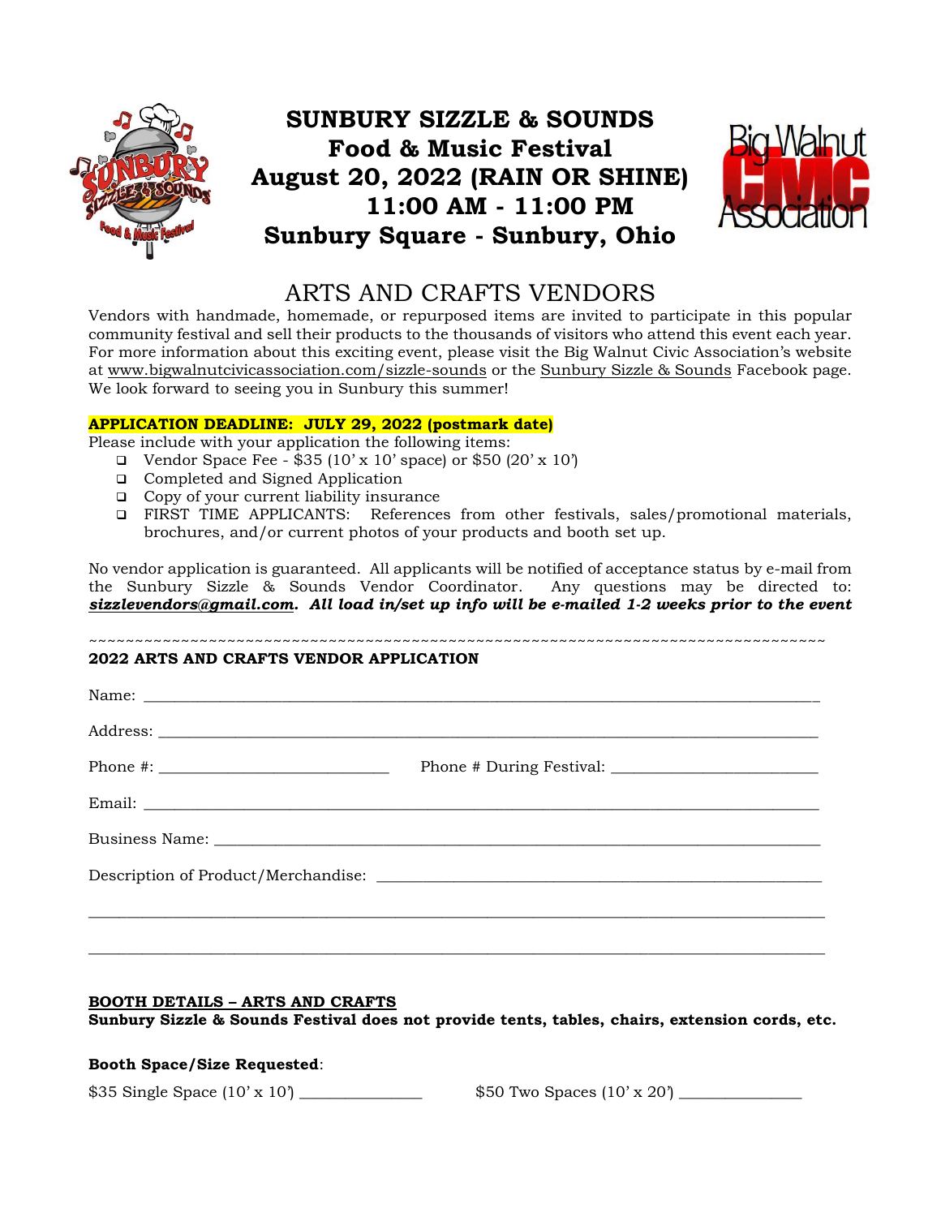# SUNBURY SIZZLE & SOUNDS
## Food & Music Festival
## August 20, 2022 (RAIN OR SHINE)
## 11:00 AM - 11:00 PM
## Sunbury Square - Sunbury, Ohio

## ARTS AND CRAFTS VENDORS

Vendors with handmade, homemade, or repurposed items are invited to participate in this popular community festival and sell their products to the thousands of visitors who attend this event each year. For more information about this exciting event, please visit the Big Walnut Civic Association's website at www.bigwalnutcivicassociation.com/sizzle-sounds or the Sunbury Sizzle & Sounds Facebook page. We look forward to seeing you in Sunbury this summer!

**APPLICATION DEADLINE: JULY 29, 2022 (postmark date)**

Please include with your application the following items:

- ❑ Vendor Space Fee - $35 (10' x 10' space) or $50 (20' x 10')
- ❑ Completed and Signed Application
- ❑ Copy of your current liability insurance
- ❑ FIRST TIME APPLICANTS: References from other festivals, sales/promotional materials, brochures, and/or current photos of your products and booth set up.

No vendor application is guaranteed. All applicants will be notified of acceptance status by e-mail from the Sunbury Sizzle & Sounds Vendor Coordinator. Any questions may be directed to: ***sizzlevendors@gmail.com**. **All load in/set up info will be e-mailed 1-2 weeks prior to the event***

~~~~~~~~~~~~~~~~~~~~~~~~~~~~~~~~~~~~~~~~~~~~~~~~~~~~~~~~~~~~~~~~~~~~~~~~~~~~~~

**2022 ARTS AND CRAFTS VENDOR APPLICATION**

Name: ______________________________________________________________________

Address: ____________________________________________________________________

Phone #: ___________________________ Phone # During Festival: ________________________

Email: ______________________________________________________________________

Business Name: _______________________________________________________________

Description of Product/Merchandise: ____________________________________________

_____________________________________________________________________________

_____________________________________________________________________________

**BOOTH DETAILS – ARTS AND CRAFTS**

**Sunbury Sizzle & Sounds Festival does not provide tents, tables, chairs, extension cords, etc.**

**Booth Space/Size Requested**:

$35 Single Space (10' x 10') ______________ $50 Two Spaces (10' x 20') ______________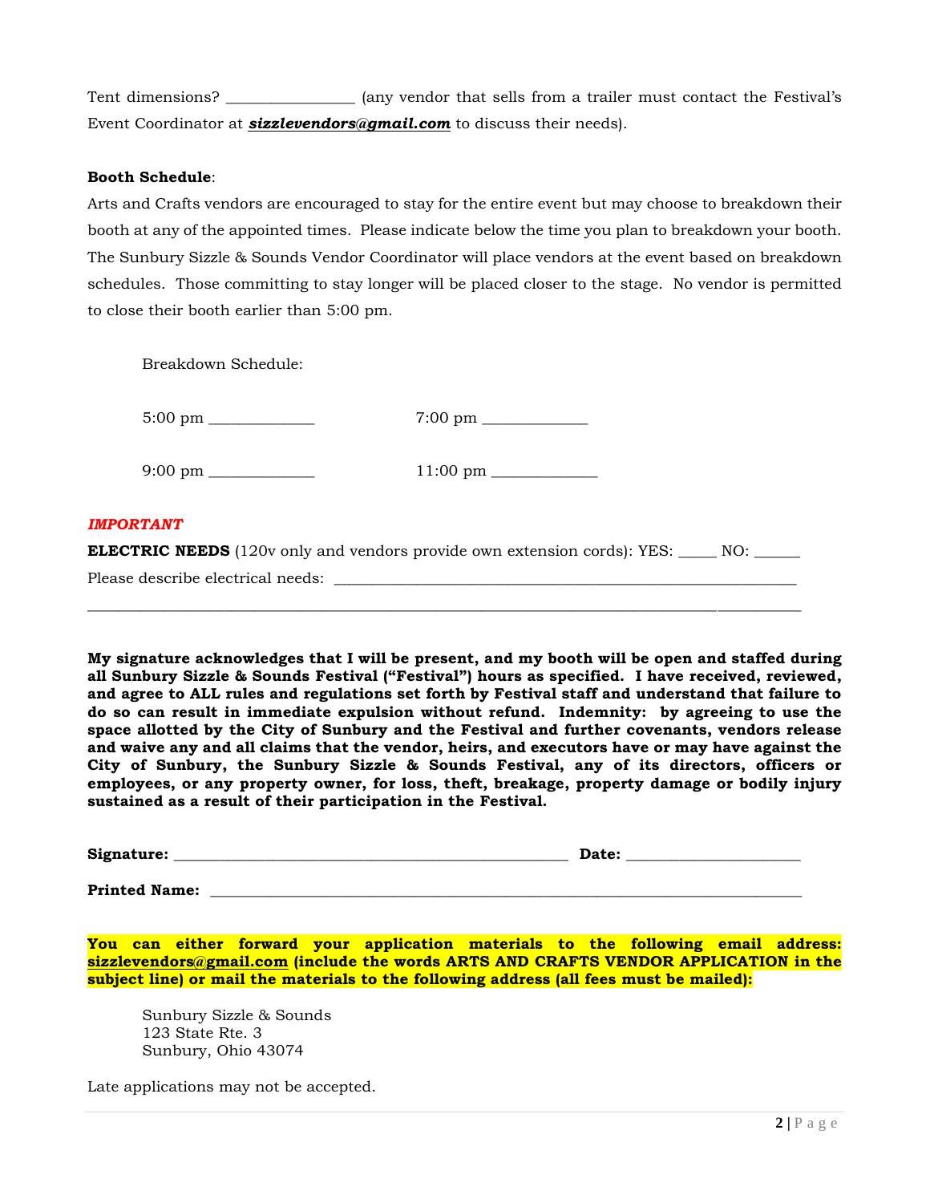Tent dimensions? ________________ (any vendor that sells from a trailer must contact the Festival's Event Coordinator at ***sizzlevendors@gmail.com*** to discuss their needs).

**Booth Schedule**:

Arts and Crafts vendors are encouraged to stay for the entire event but may choose to breakdown their booth at any of the appointed times. Please indicate below the time you plan to breakdown your booth. The Sunbury Sizzle & Sounds Vendor Coordinator will place vendors at the event based on breakdown schedules. Those committing to stay longer will be placed closer to the stage. No vendor is permitted to close their booth earlier than 5:00 pm.

Breakdown Schedule:

5:00 pm _____________ 7:00 pm _____________

9:00 pm _____________ 11:00 pm _____________

***IMPORTANT***

**ELECTRIC NEEDS** (120v only and vendors provide own extension cords): YES: _____ NO: ______

Please describe electrical needs: ____________________________________________________________

__________________________________________________________________________________________

**My signature acknowledges that I will be present, and my booth will be open and staffed during all Sunbury Sizzle & Sounds Festival ("Festival") hours as specified. I have received, reviewed, and agree to ALL rules and regulations set forth by Festival staff and understand that failure to do so can result in immediate expulsion without refund. Indemnity: by agreeing to use the space allotted by the City of Sunbury and the Festival and further covenants, vendors release and waive any and all claims that the vendor, heirs, and executors have or may have against the City of Sunbury, the Sunbury Sizzle & Sounds Festival, any of its directors, officers or employees, or any property owner, for loss, theft, breakage, property damage or bodily injury sustained as a result of their participation in the Festival.**

**Signature:** ____________________________________________________ **Date:** ______________________

**Printed Name:** ____________________________________________________________________________

**You can either forward your application materials to the following email address: sizzlevendors@gmail.com (include the words ARTS AND CRAFTS VENDOR APPLICATION in the subject line) or mail the materials to the following address (all fees must be mailed):**

Sunbury Sizzle & Sounds
123 State Rte. 3
Sunbury, Ohio 43074

Late applications may not be accepted.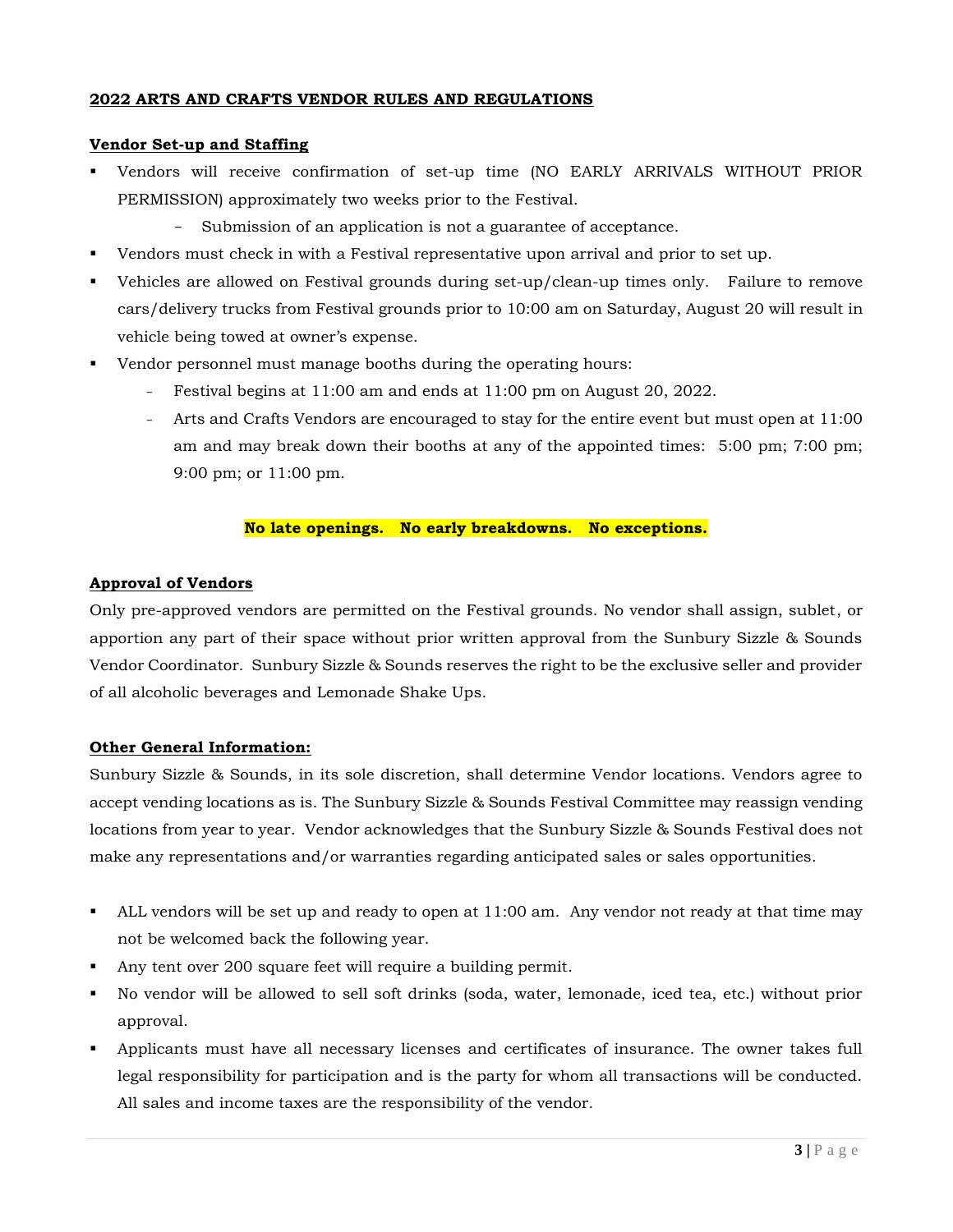**2022 ARTS AND CRAFTS VENDOR RULES AND REGULATIONS**

**Vendor Set-up and Staffing**

- Vendors will receive confirmation of set-up time (NO EARLY ARRIVALS WITHOUT PRIOR PERMISSION) approximately two weeks prior to the Festival.
  - Submission of an application is not a guarantee of acceptance.
- Vendors must check in with a Festival representative upon arrival and prior to set up.
- Vehicles are allowed on Festival grounds during set-up/clean-up times only. Failure to remove cars/delivery trucks from Festival grounds prior to 10:00 am on Saturday, August 20 will result in vehicle being towed at owner's expense.
- Vendor personnel must manage booths during the operating hours:
  - Festival begins at 11:00 am and ends at 11:00 pm on August 20, 2022.
  - Arts and Crafts Vendors are encouraged to stay for the entire event but must open at 11:00 am and may break down their booths at any of the appointed times: 5:00 pm; 7:00 pm; 9:00 pm; or 11:00 pm.

**No late openings. No early breakdowns. No exceptions.**

**Approval of Vendors**

Only pre-approved vendors are permitted on the Festival grounds. No vendor shall assign, sublet, or apportion any part of their space without prior written approval from the Sunbury Sizzle & Sounds Vendor Coordinator. Sunbury Sizzle & Sounds reserves the right to be the exclusive seller and provider of all alcoholic beverages and Lemonade Shake Ups.

**Other General Information:**

Sunbury Sizzle & Sounds, in its sole discretion, shall determine Vendor locations. Vendors agree to accept vending locations as is. The Sunbury Sizzle & Sounds Festival Committee may reassign vending locations from year to year. Vendor acknowledges that the Sunbury Sizzle & Sounds Festival does not make any representations and/or warranties regarding anticipated sales or sales opportunities.

- ALL vendors will be set up and ready to open at 11:00 am. Any vendor not ready at that time may not be welcomed back the following year.
- Any tent over 200 square feet will require a building permit.
- No vendor will be allowed to sell soft drinks (soda, water, lemonade, iced tea, etc.) without prior approval.
- Applicants must have all necessary licenses and certificates of insurance. The owner takes full legal responsibility for participation and is the party for whom all transactions will be conducted. All sales and income taxes are the responsibility of the vendor.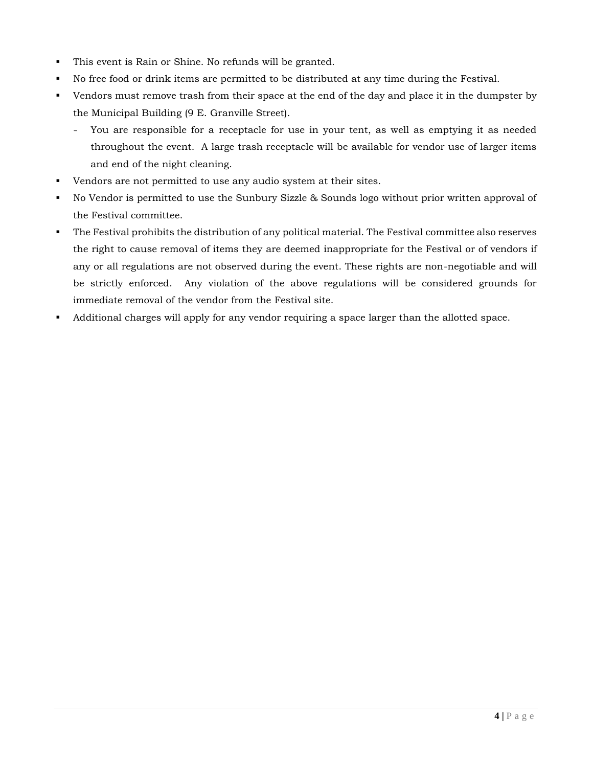- This event is Rain or Shine. No refunds will be granted.
- No free food or drink items are permitted to be distributed at any time during the Festival.
- Vendors must remove trash from their space at the end of the day and place it in the dumpster by the Municipal Building (9 E. Granville Street).
  - You are responsible for a receptacle for use in your tent, as well as emptying it as needed throughout the event. A large trash receptacle will be available for vendor use of larger items and end of the night cleaning.
- Vendors are not permitted to use any audio system at their sites.
- No Vendor is permitted to use the Sunbury Sizzle & Sounds logo without prior written approval of the Festival committee.
- The Festival prohibits the distribution of any political material. The Festival committee also reserves the right to cause removal of items they are deemed inappropriate for the Festival or of vendors if any or all regulations are not observed during the event. These rights are non-negotiable and will be strictly enforced. Any violation of the above regulations will be considered grounds for immediate removal of the vendor from the Festival site.
- Additional charges will apply for any vendor requiring a space larger than the allotted space.